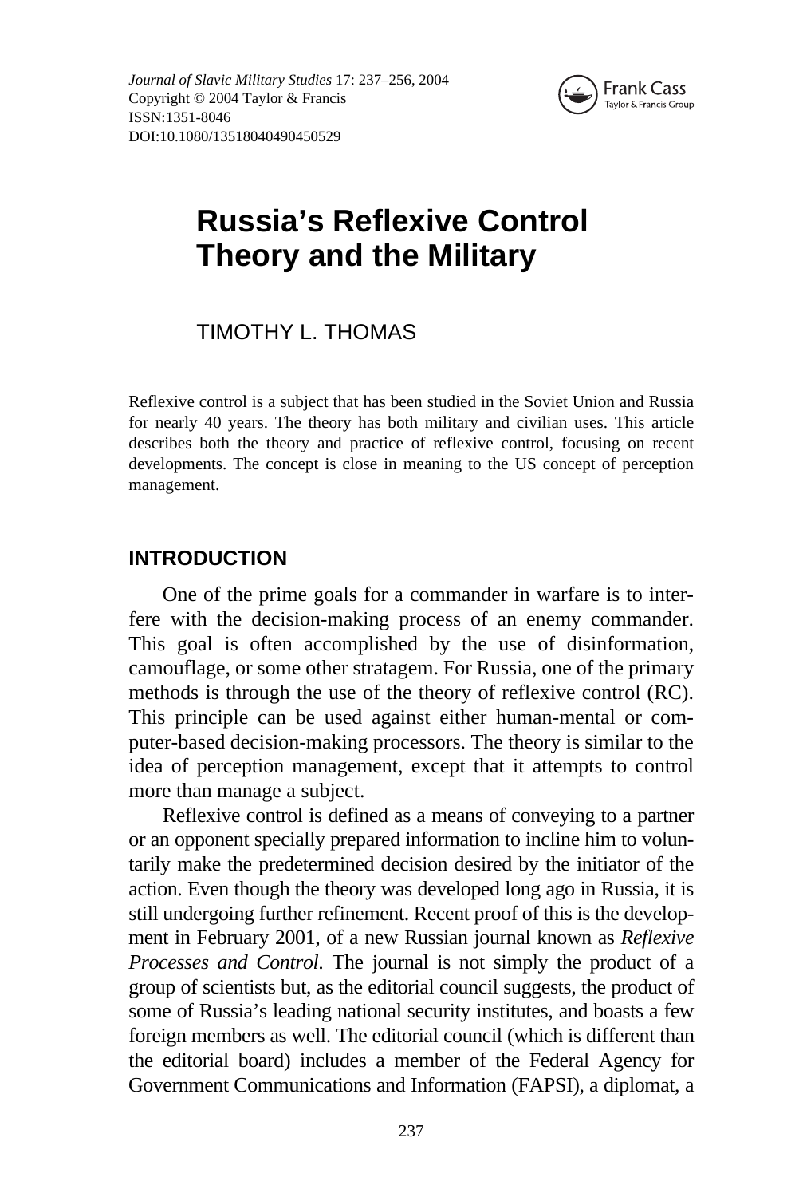# Russia's Reflexive Control Theory and the Military

TIMOTHY L. THOMAS

Reflexive control is a subject that has been studied in the Soviet Union and Russia for nearly 40 years. The theory has both military and civilian uses. This article describes both the theory and practice of reflexive control, focusing on recent developments. The concept is close in meaning to the US concept of perception management.

## INTRODUCTION

One of the prime goals for a commander in warfare is to interfere with the decision-making process of an enemy commander. This goal is often accomplished by the use of disinformation, camouflage, or some other stratagem. For Russia, one of the primary methods is through the use of the theory of reflexive control (RC). This principle can be used against either human-mental or computer-based decision-making processors. The theory is similar to the idea of perception management, except that it attempts to control more than manage a subject.

Reflexive control is defined as a means of conveying to a partner or an opponent specially prepared information to incline him to voluntarily make the predetermined decision desired by the initiator of the action. Even though the theory was developed long ago in Russia, it is still undergoing further refinement. Recent proof of this is the development in February 2001, of a new Russian journal known as *Reflexive Processes and Control*. The journal is not simply the product of a group of scientists but, as the editorial council suggests, the product of some of Russia's leading national security institutes, and boasts a few foreign members as well. The editorial council (which is different than the editorial board) includes a member of the Federal Agency for Government Communications and Information (FAPSI), a diplomat, a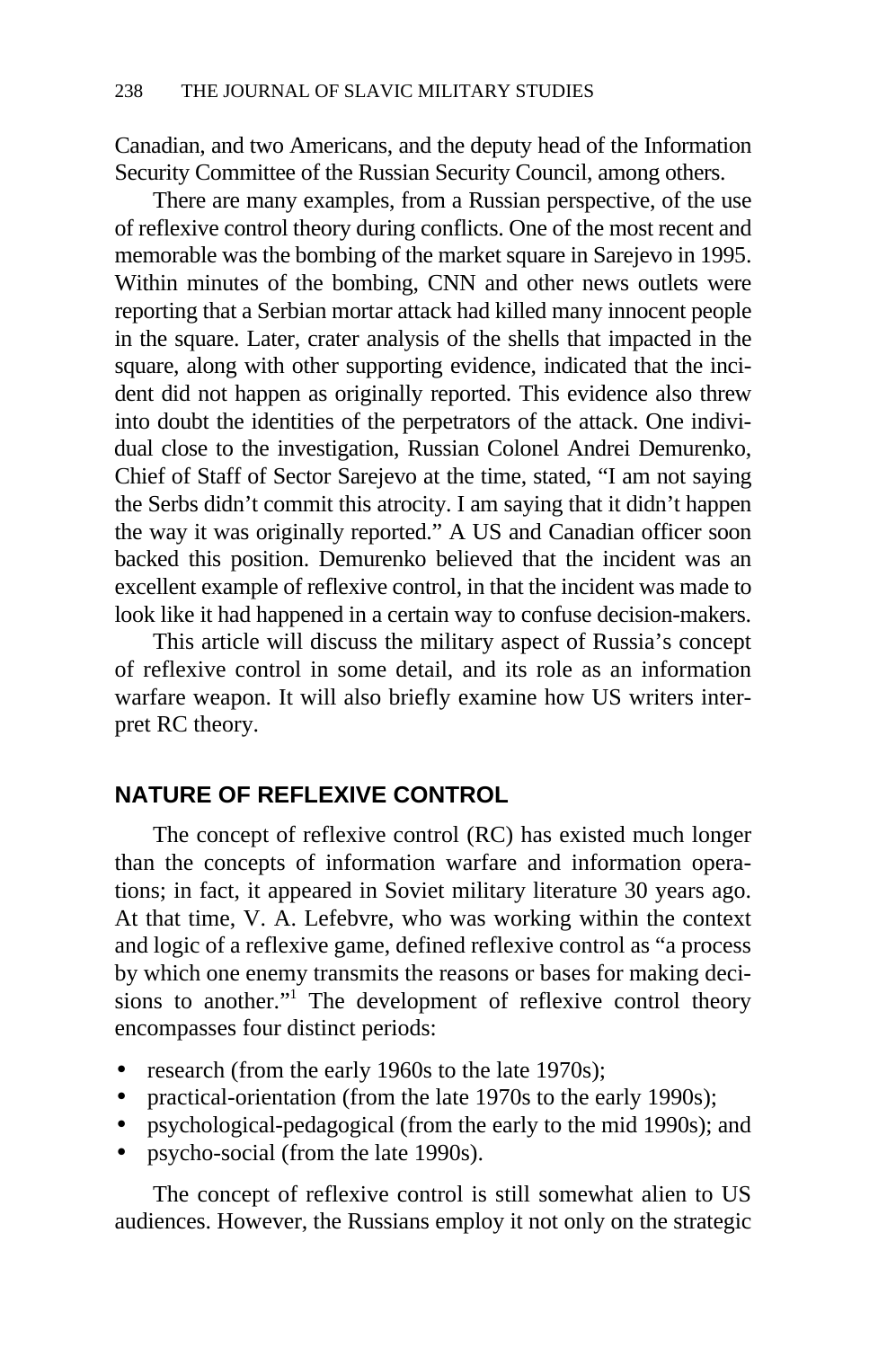Canadian, and two Americans, and the deputy head of the Information Security Committee of the Russian Security Council, among others.

There are many examples, from a Russian perspective, of the use of reflexive control theory during conflicts. One of the most recent and memorable was the bombing of the market square in Sarejevo in 1995. Within minutes of the bombing, CNN and other news outlets were reporting that a Serbian mortar attack had killed many innocent people in the square. Later, crater analysis of the shells that impacted in the square, along with other supporting evidence, indicated that the incident did not happen as originally reported. This evidence also threw into doubt the identities of the perpetrators of the attack. One individual close to the investigation, Russian Colonel Andrei Demurenko, Chief of Staff of Sector Sarejevo at the time, stated, "I am not saying the Serbs didn't commit this atrocity. I am saying that it didn't happen the way it was originally reported." A US and Canadian officer soon backed this position. Demurenko believed that the incident was an excellent example of reflexive control, in that the incident was made to look like it had happened in a certain way to confuse decision-makers.

This article will discuss the military aspect of Russia's concept of reflexive control in some detail, and its role as an information warfare weapon. It will also briefly examine how US writers interpret RC theory.

## NATURE OF REFLEXIVE CONTROL

The concept of reflexive control (RC) has existed much longer than the concepts of information warfare and information operations; in fact, it appeared in Soviet military literature 30 years ago. At that time, V. A. Lefebvre, who was working within the context and logic of a reflexive game, defined reflexive control as "a process by which one enemy transmits the reasons or bases for making decisions to another."[1] The development of reflexive control theory encompasses four distinct periods:

- research (from the early 1960s to the late 1970s);
- practical-orientation (from the late 1970s to the early 1990s);
- psychological-pedagogical (from the early to the mid 1990s); and
- psycho-social (from the late 1990s).

The concept of reflexive control is still somewhat alien to US audiences. However, the Russians employ it not only on the strategic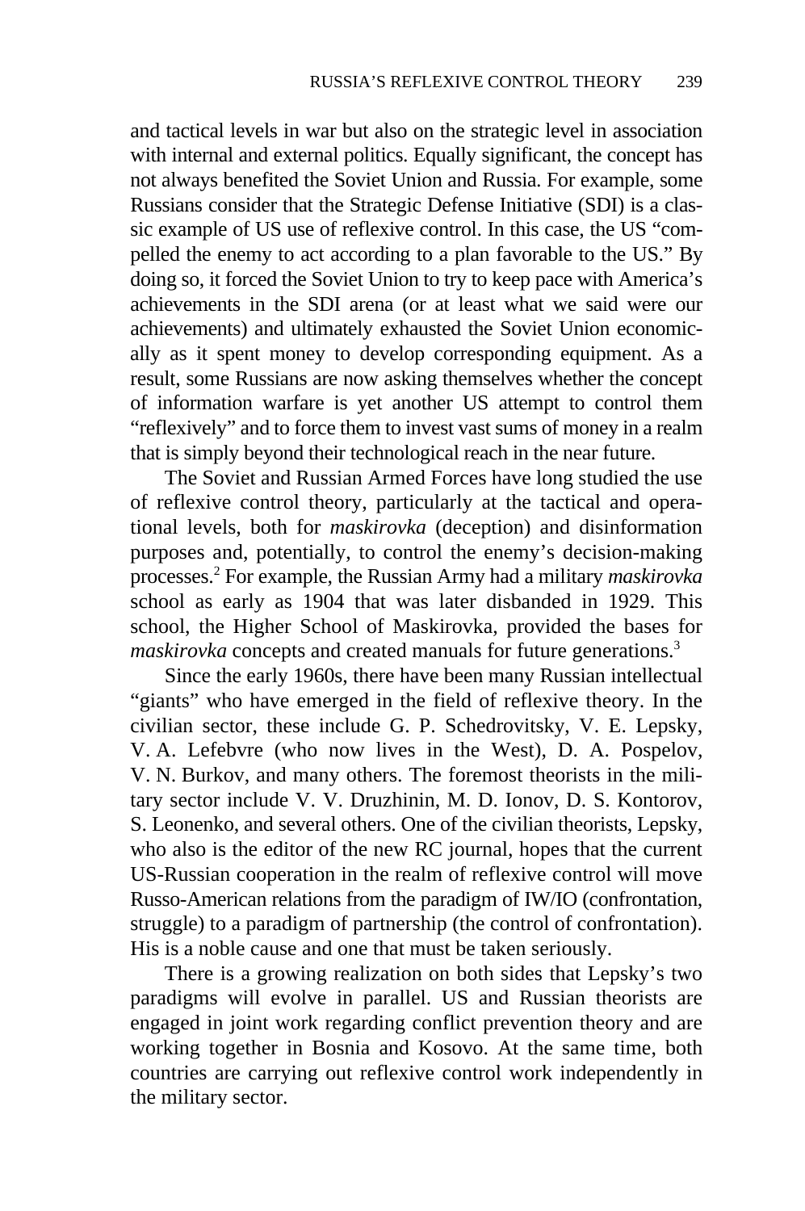and tactical levels in war but also on the strategic level in association with internal and external politics. Equally significant, the concept has not always benefited the Soviet Union and Russia. For example, some Russians consider that the Strategic Defense Initiative (SDI) is a classic example of US use of reflexive control. In this case, the US "compelled the enemy to act according to a plan favorable to the US." By doing so, it forced the Soviet Union to try to keep pace with America's achievements in the SDI arena (or at least what we said were our achievements) and ultimately exhausted the Soviet Union economically as it spent money to develop corresponding equipment. As a result, some Russians are now asking themselves whether the concept of information warfare is yet another US attempt to control them "reflexively" and to force them to invest vast sums of money in a realm that is simply beyond their technological reach in the near future.

The Soviet and Russian Armed Forces have long studied the use of reflexive control theory, particularly at the tactical and operational levels, both for *maskirovka* (deception) and disinformation purposes and, potentially, to control the enemy's decision-making processes.[2] For example, the Russian Army had a military *maskirovka* school as early as 1904 that was later disbanded in 1929. This school, the Higher School of Maskirovka, provided the bases for *maskirovka* concepts and created manuals for future generations.[3]

Since the early 1960s, there have been many Russian intellectual "giants" who have emerged in the field of reflexive theory. In the civilian sector, these include G. P. Schedrovitsky, V. E. Lepsky, V. A. Lefebvre (who now lives in the West), D. A. Pospelov, V. N. Burkov, and many others. The foremost theorists in the military sector include V. V. Druzhinin, M. D. Ionov, D. S. Kontorov, S. Leonenko, and several others. One of the civilian theorists, Lepsky, who also is the editor of the new RC journal, hopes that the current US-Russian cooperation in the realm of reflexive control will move Russo-American relations from the paradigm of IW/IO (confrontation, struggle) to a paradigm of partnership (the control of confrontation). His is a noble cause and one that must be taken seriously.

There is a growing realization on both sides that Lepsky's two paradigms will evolve in parallel. US and Russian theorists are engaged in joint work regarding conflict prevention theory and are working together in Bosnia and Kosovo. At the same time, both countries are carrying out reflexive control work independently in the military sector.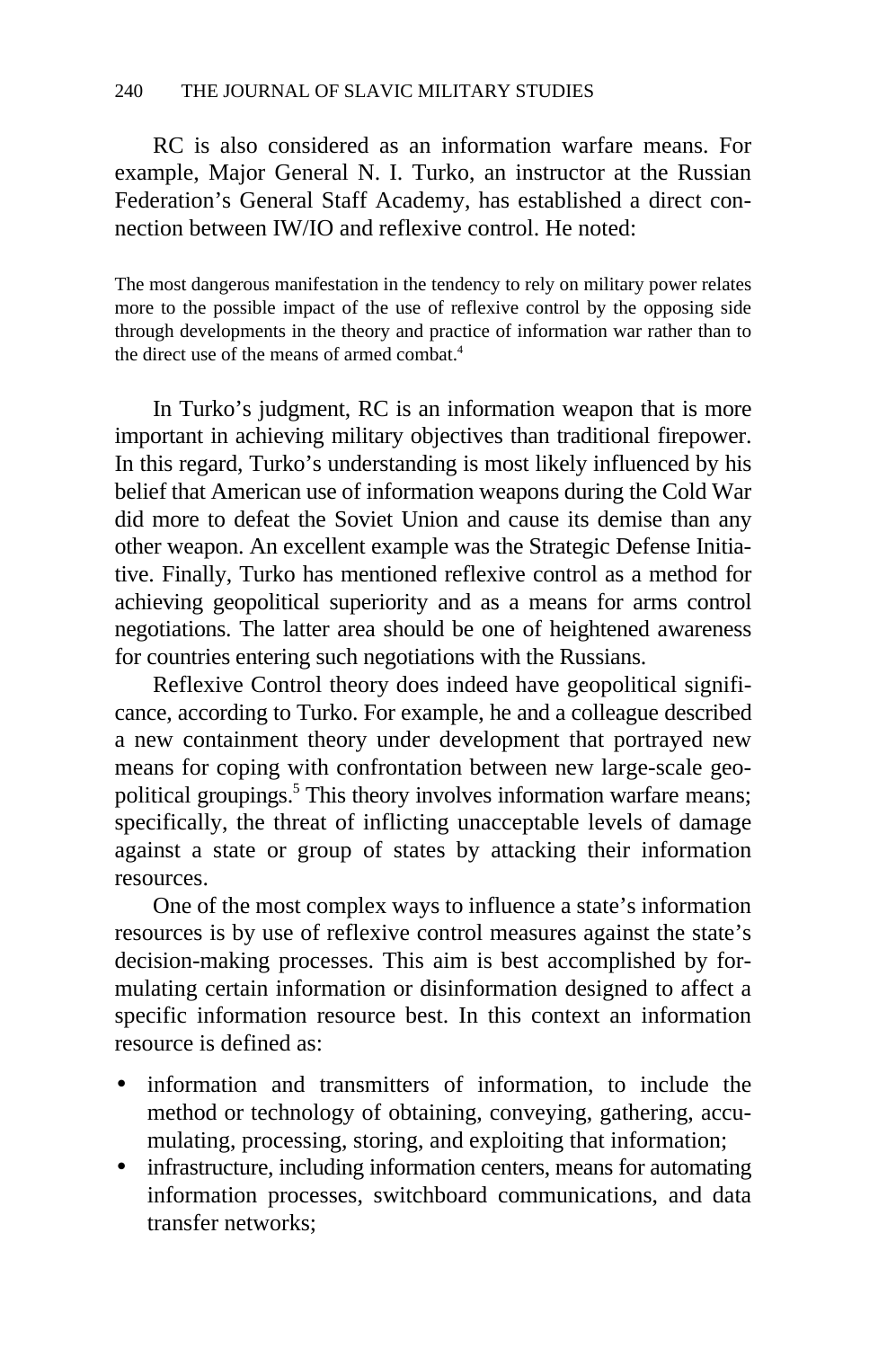RC is also considered as an information warfare means. For example, Major General N. I. Turko, an instructor at the Russian Federation's General Staff Academy, has established a direct connection between IW/IO and reflexive control. He noted:

> The most dangerous manifestation in the tendency to rely on military power relates more to the possible impact of the use of reflexive control by the opposing side through developments in the theory and practice of information war rather than to the direct use of the means of armed combat.[4]

In Turko's judgment, RC is an information weapon that is more important in achieving military objectives than traditional firepower. In this regard, Turko's understanding is most likely influenced by his belief that American use of information weapons during the Cold War did more to defeat the Soviet Union and cause its demise than any other weapon. An excellent example was the Strategic Defense Initiative. Finally, Turko has mentioned reflexive control as a method for achieving geopolitical superiority and as a means for arms control negotiations. The latter area should be one of heightened awareness for countries entering such negotiations with the Russians.

Reflexive Control theory does indeed have geopolitical significance, according to Turko. For example, he and a colleague described a new containment theory under development that portrayed new means for coping with confrontation between new large-scale geopolitical groupings.[5] This theory involves information warfare means; specifically, the threat of inflicting unacceptable levels of damage against a state or group of states by attacking their information resources.

One of the most complex ways to influence a state's information resources is by use of reflexive control measures against the state's decision-making processes. This aim is best accomplished by formulating certain information or disinformation designed to affect a specific information resource best. In this context an information resource is defined as:

- information and transmitters of information, to include the method or technology of obtaining, conveying, gathering, accumulating, processing, storing, and exploiting that information;
- infrastructure, including information centers, means for automating information processes, switchboard communications, and data transfer networks;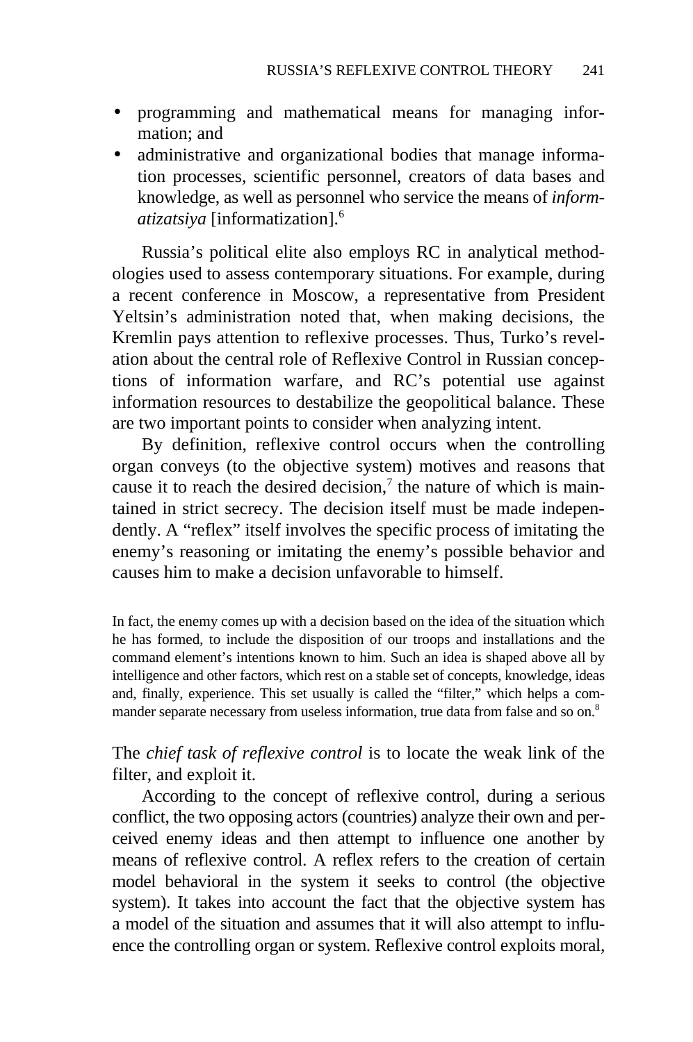- programming and mathematical means for managing information; and
- administrative and organizational bodies that manage information processes, scientific personnel, creators of data bases and knowledge, as well as personnel who service the means of *informatizatsiya* [informatization].[6]

Russia's political elite also employs RC in analytical methodologies used to assess contemporary situations. For example, during a recent conference in Moscow, a representative from President Yeltsin's administration noted that, when making decisions, the Kremlin pays attention to reflexive processes. Thus, Turko's revelation about the central role of Reflexive Control in Russian conceptions of information warfare, and RC's potential use against information resources to destabilize the geopolitical balance. These are two important points to consider when analyzing intent.

By definition, reflexive control occurs when the controlling organ conveys (to the objective system) motives and reasons that cause it to reach the desired decision,[7] the nature of which is maintained in strict secrecy. The decision itself must be made independently. A "reflex" itself involves the specific process of imitating the enemy's reasoning or imitating the enemy's possible behavior and causes him to make a decision unfavorable to himself.

> In fact, the enemy comes up with a decision based on the idea of the situation which he has formed, to include the disposition of our troops and installations and the command element's intentions known to him. Such an idea is shaped above all by intelligence and other factors, which rest on a stable set of concepts, knowledge, ideas and, finally, experience. This set usually is called the "filter," which helps a commander separate necessary from useless information, true data from false and so on.[8]

The *chief task of reflexive control* is to locate the weak link of the filter, and exploit it.

According to the concept of reflexive control, during a serious conflict, the two opposing actors (countries) analyze their own and perceived enemy ideas and then attempt to influence one another by means of reflexive control. A reflex refers to the creation of certain model behavioral in the system it seeks to control (the objective system). It takes into account the fact that the objective system has a model of the situation and assumes that it will also attempt to influence the controlling organ or system. Reflexive control exploits moral,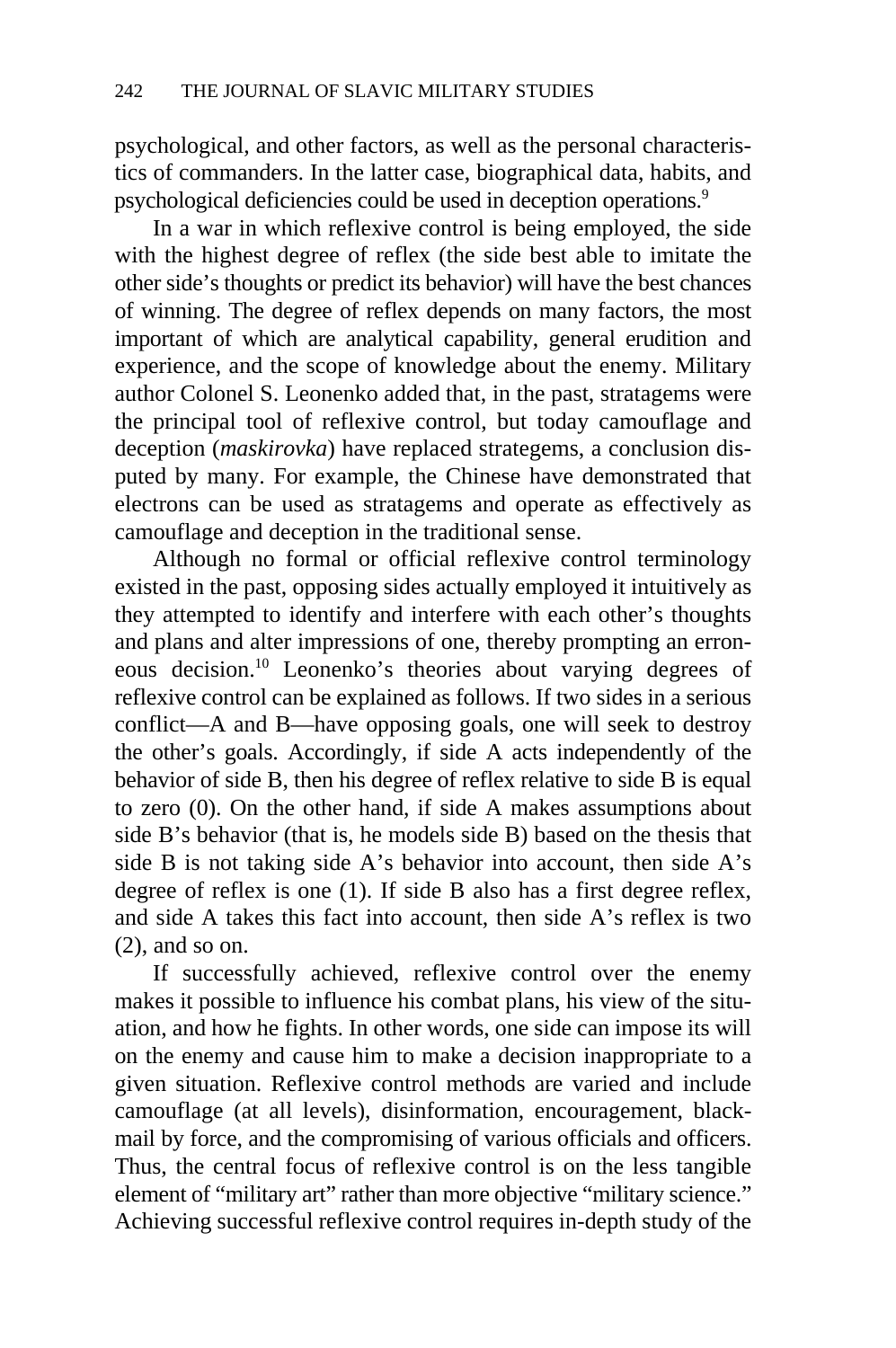psychological, and other factors, as well as the personal characteristics of commanders. In the latter case, biographical data, habits, and psychological deficiencies could be used in deception operations.[9]

In a war in which reflexive control is being employed, the side with the highest degree of reflex (the side best able to imitate the other side's thoughts or predict its behavior) will have the best chances of winning. The degree of reflex depends on many factors, the most important of which are analytical capability, general erudition and experience, and the scope of knowledge about the enemy. Military author Colonel S. Leonenko added that, in the past, stratagems were the principal tool of reflexive control, but today camouflage and deception (*maskirovka*) have replaced strategems, a conclusion disputed by many. For example, the Chinese have demonstrated that electrons can be used as stratagems and operate as effectively as camouflage and deception in the traditional sense.

Although no formal or official reflexive control terminology existed in the past, opposing sides actually employed it intuitively as they attempted to identify and interfere with each other's thoughts and plans and alter impressions of one, thereby prompting an erroneous decision.[10] Leonenko's theories about varying degrees of reflexive control can be explained as follows. If two sides in a serious conflict—A and B—have opposing goals, one will seek to destroy the other's goals. Accordingly, if side A acts independently of the behavior of side B, then his degree of reflex relative to side B is equal to zero (0). On the other hand, if side A makes assumptions about side B's behavior (that is, he models side B) based on the thesis that side B is not taking side A's behavior into account, then side A's degree of reflex is one (1). If side B also has a first degree reflex, and side A takes this fact into account, then side A's reflex is two (2), and so on.

If successfully achieved, reflexive control over the enemy makes it possible to influence his combat plans, his view of the situation, and how he fights. In other words, one side can impose its will on the enemy and cause him to make a decision inappropriate to a given situation. Reflexive control methods are varied and include camouflage (at all levels), disinformation, encouragement, blackmail by force, and the compromising of various officials and officers. Thus, the central focus of reflexive control is on the less tangible element of "military art" rather than more objective "military science." Achieving successful reflexive control requires in-depth study of the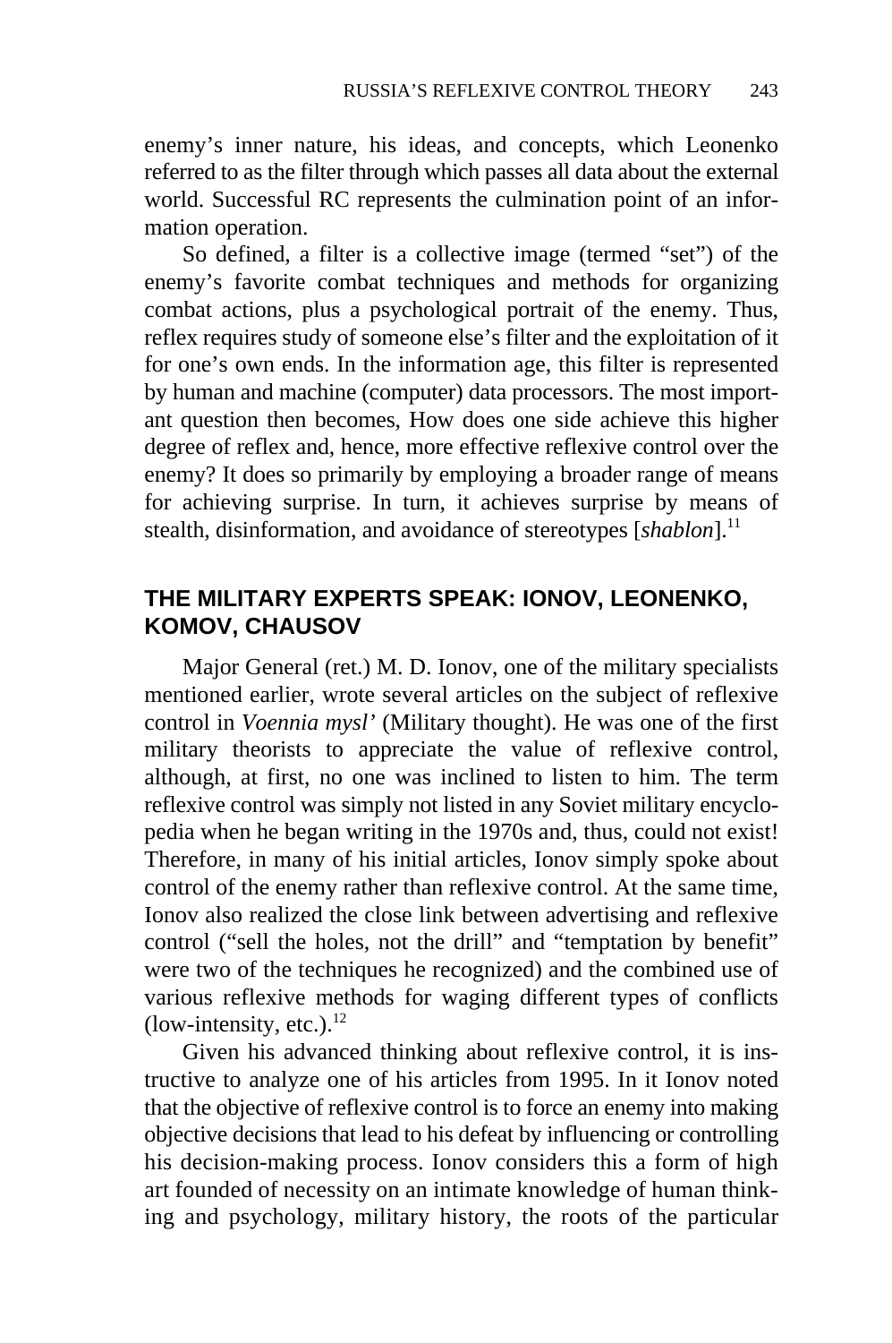enemy's inner nature, his ideas, and concepts, which Leonenko referred to as the filter through which passes all data about the external world. Successful RC represents the culmination point of an information operation.

So defined, a filter is a collective image (termed "set") of the enemy's favorite combat techniques and methods for organizing combat actions, plus a psychological portrait of the enemy. Thus, reflex requires study of someone else's filter and the exploitation of it for one's own ends. In the information age, this filter is represented by human and machine (computer) data processors. The most important question then becomes, How does one side achieve this higher degree of reflex and, hence, more effective reflexive control over the enemy? It does so primarily by employing a broader range of means for achieving surprise. In turn, it achieves surprise by means of stealth, disinformation, and avoidance of stereotypes [*shablon*].[11]

## THE MILITARY EXPERTS SPEAK: IONOV, LEONENKO, KOMOV, CHAUSOV

Major General (ret.) M. D. Ionov, one of the military specialists mentioned earlier, wrote several articles on the subject of reflexive control in *Voennia mysl'* (Military thought). He was one of the first military theorists to appreciate the value of reflexive control, although, at first, no one was inclined to listen to him. The term reflexive control was simply not listed in any Soviet military encyclopedia when he began writing in the 1970s and, thus, could not exist! Therefore, in many of his initial articles, Ionov simply spoke about control of the enemy rather than reflexive control. At the same time, Ionov also realized the close link between advertising and reflexive control ("sell the holes, not the drill" and "temptation by benefit" were two of the techniques he recognized) and the combined use of various reflexive methods for waging different types of conflicts (low-intensity, etc.).[12]

Given his advanced thinking about reflexive control, it is instructive to analyze one of his articles from 1995. In it Ionov noted that the objective of reflexive control is to force an enemy into making objective decisions that lead to his defeat by influencing or controlling his decision-making process. Ionov considers this a form of high art founded of necessity on an intimate knowledge of human thinking and psychology, military history, the roots of the particular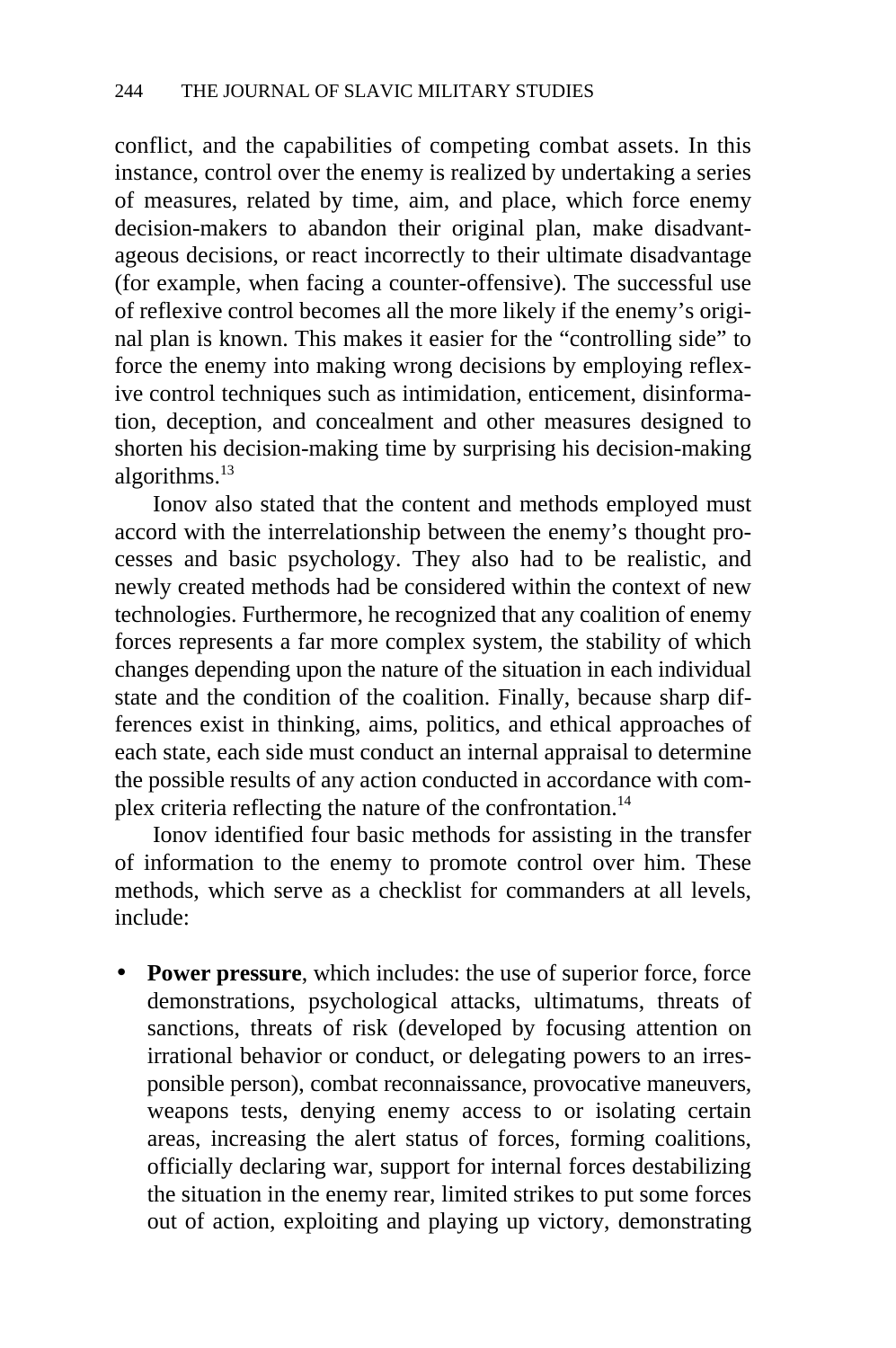conflict, and the capabilities of competing combat assets. In this instance, control over the enemy is realized by undertaking a series of measures, related by time, aim, and place, which force enemy decision-makers to abandon their original plan, make disadvantageous decisions, or react incorrectly to their ultimate disadvantage (for example, when facing a counter-offensive). The successful use of reflexive control becomes all the more likely if the enemy's original plan is known. This makes it easier for the "controlling side" to force the enemy into making wrong decisions by employing reflexive control techniques such as intimidation, enticement, disinformation, deception, and concealment and other measures designed to shorten his decision-making time by surprising his decision-making algorithms.[13]

Ionov also stated that the content and methods employed must accord with the interrelationship between the enemy's thought processes and basic psychology. They also had to be realistic, and newly created methods had be considered within the context of new technologies. Furthermore, he recognized that any coalition of enemy forces represents a far more complex system, the stability of which changes depending upon the nature of the situation in each individual state and the condition of the coalition. Finally, because sharp differences exist in thinking, aims, politics, and ethical approaches of each state, each side must conduct an internal appraisal to determine the possible results of any action conducted in accordance with complex criteria reflecting the nature of the confrontation.[14]

Ionov identified four basic methods for assisting in the transfer of information to the enemy to promote control over him. These methods, which serve as a checklist for commanders at all levels, include:

- **Power pressure**, which includes: the use of superior force, force demonstrations, psychological attacks, ultimatums, threats of sanctions, threats of risk (developed by focusing attention on irrational behavior or conduct, or delegating powers to an irresponsible person), combat reconnaissance, provocative maneuvers, weapons tests, denying enemy access to or isolating certain areas, increasing the alert status of forces, forming coalitions, officially declaring war, support for internal forces destabilizing the situation in the enemy rear, limited strikes to put some forces out of action, exploiting and playing up victory, demonstrating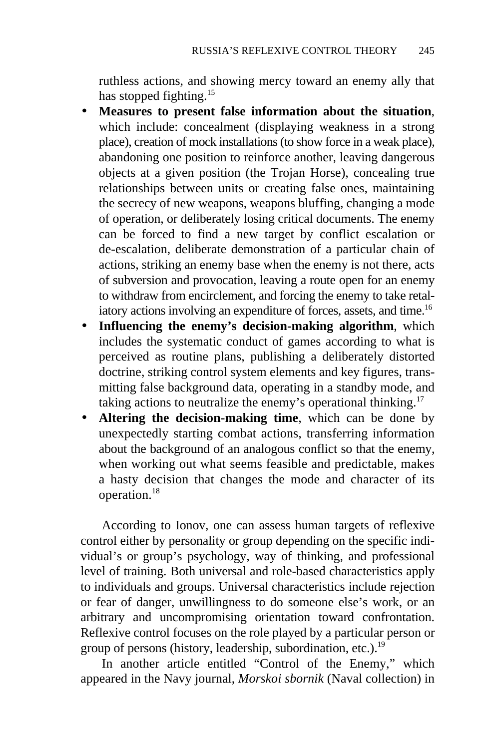ruthless actions, and showing mercy toward an enemy ally that has stopped fighting.[15]

- **Measures to present false information about the situation**, which include: concealment (displaying weakness in a strong place), creation of mock installations (to show force in a weak place), abandoning one position to reinforce another, leaving dangerous objects at a given position (the Trojan Horse), concealing true relationships between units or creating false ones, maintaining the secrecy of new weapons, weapons bluffing, changing a mode of operation, or deliberately losing critical documents. The enemy can be forced to find a new target by conflict escalation or de-escalation, deliberate demonstration of a particular chain of actions, striking an enemy base when the enemy is not there, acts of subversion and provocation, leaving a route open for an enemy to withdraw from encirclement, and forcing the enemy to take retaliatory actions involving an expenditure of forces, assets, and time.[16]
- **Influencing the enemy's decision-making algorithm**, which includes the systematic conduct of games according to what is perceived as routine plans, publishing a deliberately distorted doctrine, striking control system elements and key figures, transmitting false background data, operating in a standby mode, and taking actions to neutralize the enemy's operational thinking.[17]
- **Altering the decision-making time**, which can be done by unexpectedly starting combat actions, transferring information about the background of an analogous conflict so that the enemy, when working out what seems feasible and predictable, makes a hasty decision that changes the mode and character of its operation.[18]

According to Ionov, one can assess human targets of reflexive control either by personality or group depending on the specific individual's or group's psychology, way of thinking, and professional level of training. Both universal and role-based characteristics apply to individuals and groups. Universal characteristics include rejection or fear of danger, unwillingness to do someone else's work, or an arbitrary and uncompromising orientation toward confrontation. Reflexive control focuses on the role played by a particular person or group of persons (history, leadership, subordination, etc.).[19]

In another article entitled "Control of the Enemy," which appeared in the Navy journal, *Morskoi sbornik* (Naval collection) in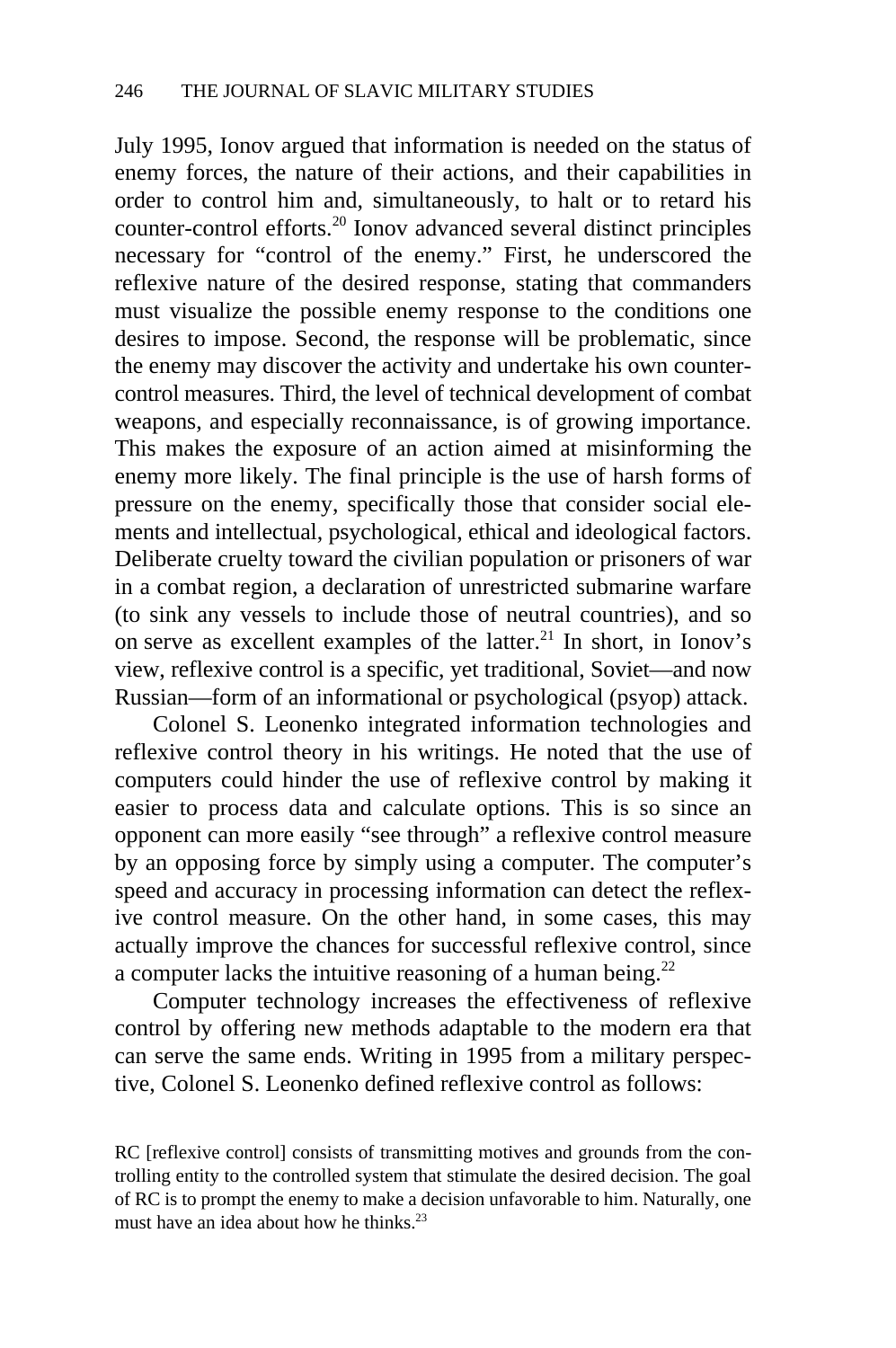July 1995, Ionov argued that information is needed on the status of enemy forces, the nature of their actions, and their capabilities in order to control him and, simultaneously, to halt or to retard his counter-control efforts.[20] Ionov advanced several distinct principles necessary for "control of the enemy." First, he underscored the reflexive nature of the desired response, stating that commanders must visualize the possible enemy response to the conditions one desires to impose. Second, the response will be problematic, since the enemy may discover the activity and undertake his own counter-control measures. Third, the level of technical development of combat weapons, and especially reconnaissance, is of growing importance. This makes the exposure of an action aimed at misinforming the enemy more likely. The final principle is the use of harsh forms of pressure on the enemy, specifically those that consider social elements and intellectual, psychological, ethical and ideological factors. Deliberate cruelty toward the civilian population or prisoners of war in a combat region, a declaration of unrestricted submarine warfare (to sink any vessels to include those of neutral countries), and so on serve as excellent examples of the latter.[21] In short, in Ionov's view, reflexive control is a specific, yet traditional, Soviet—and now Russian—form of an informational or psychological (psyop) attack.

Colonel S. Leonenko integrated information technologies and reflexive control theory in his writings. He noted that the use of computers could hinder the use of reflexive control by making it easier to process data and calculate options. This is so since an opponent can more easily "see through" a reflexive control measure by an opposing force by simply using a computer. The computer's speed and accuracy in processing information can detect the reflexive control measure. On the other hand, in some cases, this may actually improve the chances for successful reflexive control, since a computer lacks the intuitive reasoning of a human being.[22]

Computer technology increases the effectiveness of reflexive control by offering new methods adaptable to the modern era that can serve the same ends. Writing in 1995 from a military perspective, Colonel S. Leonenko defined reflexive control as follows:

> RC [reflexive control] consists of transmitting motives and grounds from the controlling entity to the controlled system that stimulate the desired decision. The goal of RC is to prompt the enemy to make a decision unfavorable to him. Naturally, one must have an idea about how he thinks.[23]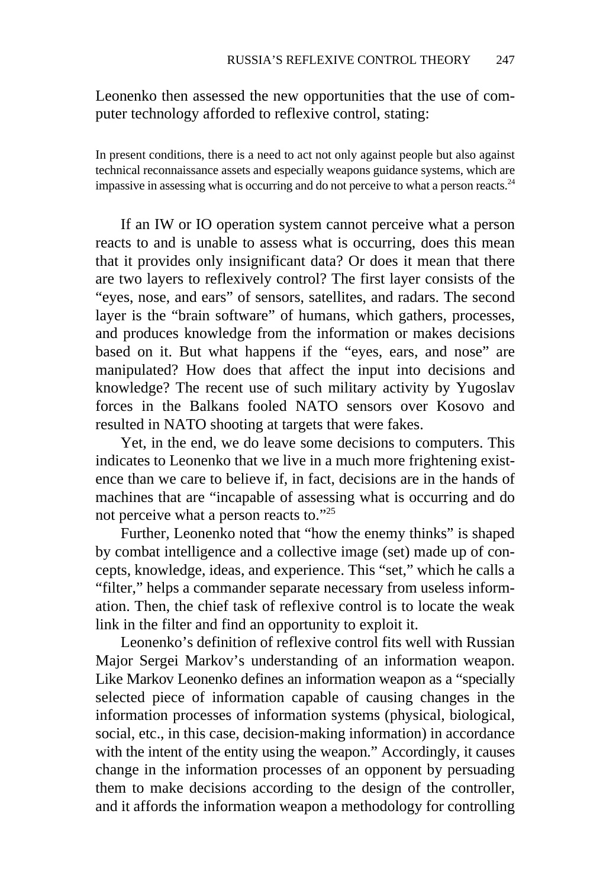Leonenko then assessed the new opportunities that the use of computer technology afforded to reflexive control, stating:

> In present conditions, there is a need to act not only against people but also against technical reconnaissance assets and especially weapons guidance systems, which are impassive in assessing what is occurring and do not perceive to what a person reacts.[24]

If an IW or IO operation system cannot perceive what a person reacts to and is unable to assess what is occurring, does this mean that it provides only insignificant data? Or does it mean that there are two layers to reflexively control? The first layer consists of the "eyes, nose, and ears" of sensors, satellites, and radars. The second layer is the "brain software" of humans, which gathers, processes, and produces knowledge from the information or makes decisions based on it. But what happens if the "eyes, ears, and nose" are manipulated? How does that affect the input into decisions and knowledge? The recent use of such military activity by Yugoslav forces in the Balkans fooled NATO sensors over Kosovo and resulted in NATO shooting at targets that were fakes.

Yet, in the end, we do leave some decisions to computers. This indicates to Leonenko that we live in a much more frightening existence than we care to believe if, in fact, decisions are in the hands of machines that are "incapable of assessing what is occurring and do not perceive what a person reacts to."[25]

Further, Leonenko noted that "how the enemy thinks" is shaped by combat intelligence and a collective image (set) made up of concepts, knowledge, ideas, and experience. This "set," which he calls a "filter," helps a commander separate necessary from useless information. Then, the chief task of reflexive control is to locate the weak link in the filter and find an opportunity to exploit it.

Leonenko's definition of reflexive control fits well with Russian Major Sergei Markov's understanding of an information weapon. Like Markov Leonenko defines an information weapon as a "specially selected piece of information capable of causing changes in the information processes of information systems (physical, biological, social, etc., in this case, decision-making information) in accordance with the intent of the entity using the weapon." Accordingly, it causes change in the information processes of an opponent by persuading them to make decisions according to the design of the controller, and it affords the information weapon a methodology for controlling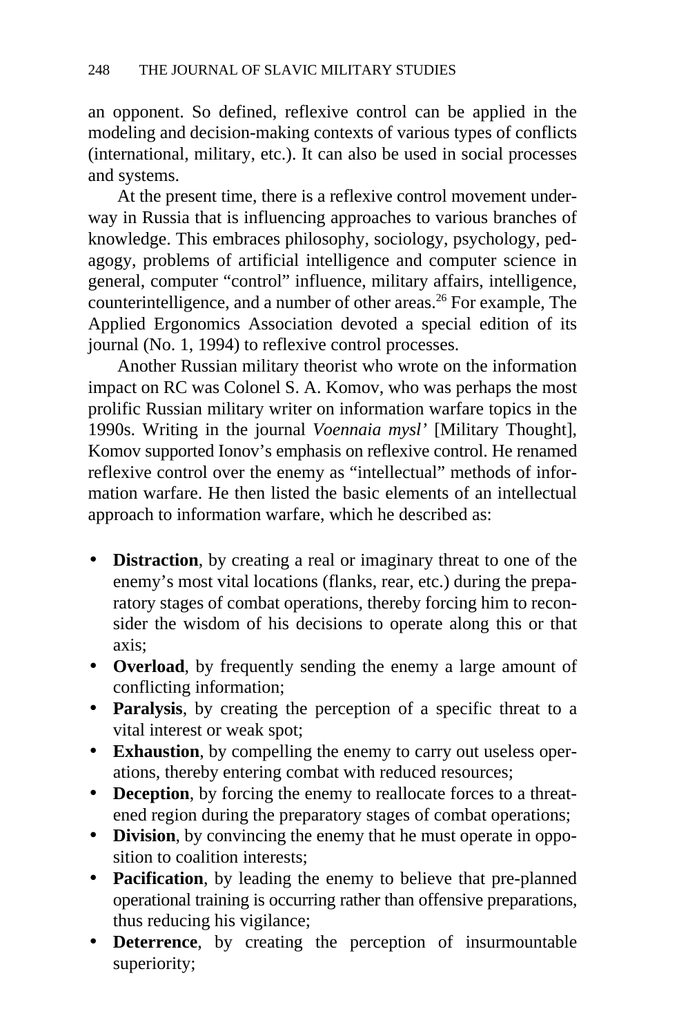an opponent. So defined, reflexive control can be applied in the modeling and decision-making contexts of various types of conflicts (international, military, etc.). It can also be used in social processes and systems.

At the present time, there is a reflexive control movement underway in Russia that is influencing approaches to various branches of knowledge. This embraces philosophy, sociology, psychology, pedagogy, problems of artificial intelligence and computer science in general, computer "control" influence, military affairs, intelligence, counterintelligence, and a number of other areas.[26] For example, The Applied Ergonomics Association devoted a special edition of its journal (No. 1, 1994) to reflexive control processes.

Another Russian military theorist who wrote on the information impact on RC was Colonel S. A. Komov, who was perhaps the most prolific Russian military writer on information warfare topics in the 1990s. Writing in the journal *Voennaia mysl'* [Military Thought], Komov supported Ionov's emphasis on reflexive control. He renamed reflexive control over the enemy as "intellectual" methods of information warfare. He then listed the basic elements of an intellectual approach to information warfare, which he described as:

- **Distraction**, by creating a real or imaginary threat to one of the enemy's most vital locations (flanks, rear, etc.) during the preparatory stages of combat operations, thereby forcing him to reconsider the wisdom of his decisions to operate along this or that axis;
- **Overload**, by frequently sending the enemy a large amount of conflicting information;
- **Paralysis**, by creating the perception of a specific threat to a vital interest or weak spot;
- **Exhaustion**, by compelling the enemy to carry out useless operations, thereby entering combat with reduced resources;
- **Deception**, by forcing the enemy to reallocate forces to a threatened region during the preparatory stages of combat operations;
- **Division**, by convincing the enemy that he must operate in opposition to coalition interests;
- **Pacification**, by leading the enemy to believe that pre-planned operational training is occurring rather than offensive preparations, thus reducing his vigilance;
- **Deterrence**, by creating the perception of insurmountable superiority;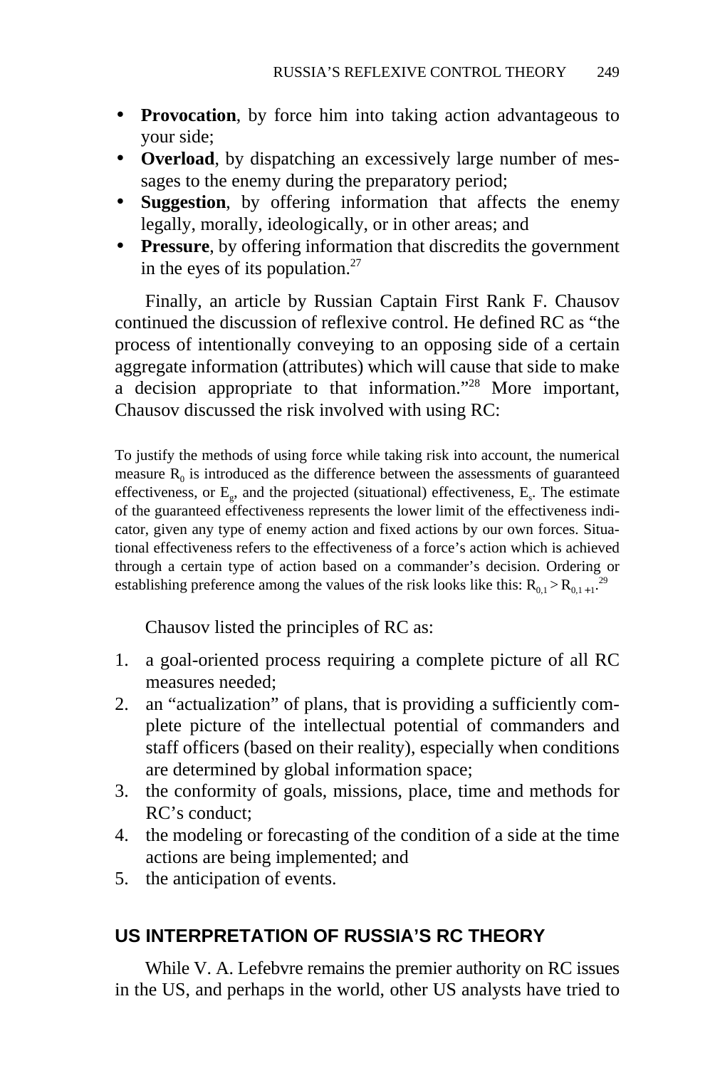- **Provocation**, by force him into taking action advantageous to your side;
- **Overload**, by dispatching an excessively large number of messages to the enemy during the preparatory period;
- **Suggestion**, by offering information that affects the enemy legally, morally, ideologically, or in other areas; and
- **Pressure**, by offering information that discredits the government in the eyes of its population.[27]

Finally, an article by Russian Captain First Rank F. Chausov continued the discussion of reflexive control. He defined RC as "the process of intentionally conveying to an opposing side of a certain aggregate information (attributes) which will cause that side to make a decision appropriate to that information."[28] More important, Chausov discussed the risk involved with using RC:

> To justify the methods of using force while taking risk into account, the numerical measure $R_0$ is introduced as the difference between the assessments of guaranteed effectiveness, or $E_g$, and the projected (situational) effectiveness, $E_s$. The estimate of the guaranteed effectiveness represents the lower limit of the effectiveness indicator, given any type of enemy action and fixed actions by our own forces. Situational effectiveness refers to the effectiveness of a force's action which is achieved through a certain type of action based on a commander's decision. Ordering or establishing preference among the values of the risk looks like this: $R_{0,1} > R_{0,1+1}$.[29]

Chausov listed the principles of RC as:

1. a goal-oriented process requiring a complete picture of all RC measures needed;
2. an "actualization" of plans, that is providing a sufficiently complete picture of the intellectual potential of commanders and staff officers (based on their reality), especially when conditions are determined by global information space;
3. the conformity of goals, missions, place, time and methods for RC's conduct;
4. the modeling or forecasting of the condition of a side at the time actions are being implemented; and
5. the anticipation of events.

## US INTERPRETATION OF RUSSIA'S RC THEORY

While V. A. Lefebvre remains the premier authority on RC issues in the US, and perhaps in the world, other US analysts have tried to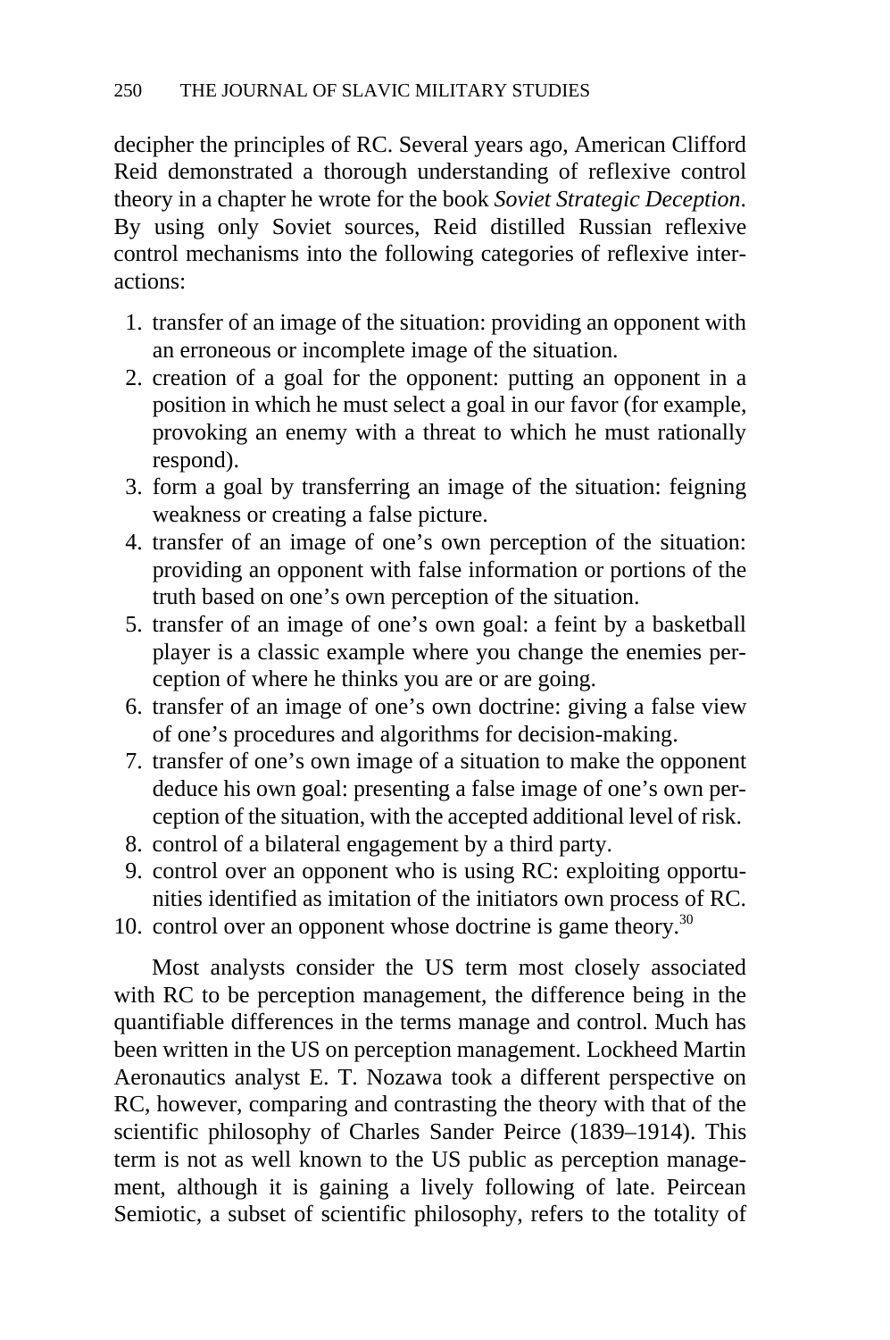decipher the principles of RC. Several years ago, American Clifford Reid demonstrated a thorough understanding of reflexive control theory in a chapter he wrote for the book *Soviet Strategic Deception*. By using only Soviet sources, Reid distilled Russian reflexive control mechanisms into the following categories of reflexive interactions:

1. transfer of an image of the situation: providing an opponent with an erroneous or incomplete image of the situation.
2. creation of a goal for the opponent: putting an opponent in a position in which he must select a goal in our favor (for example, provoking an enemy with a threat to which he must rationally respond).
3. form a goal by transferring an image of the situation: feigning weakness or creating a false picture.
4. transfer of an image of one's own perception of the situation: providing an opponent with false information or portions of the truth based on one's own perception of the situation.
5. transfer of an image of one's own goal: a feint by a basketball player is a classic example where you change the enemies perception of where he thinks you are or are going.
6. transfer of an image of one's own doctrine: giving a false view of one's procedures and algorithms for decision-making.
7. transfer of one's own image of a situation to make the opponent deduce his own goal: presenting a false image of one's own perception of the situation, with the accepted additional level of risk.
8. control of a bilateral engagement by a third party.
9. control over an opponent who is using RC: exploiting opportunities identified as imitation of the initiators own process of RC.
10. control over an opponent whose doctrine is game theory.[30]

Most analysts consider the US term most closely associated with RC to be perception management, the difference being in the quantifiable differences in the terms manage and control. Much has been written in the US on perception management. Lockheed Martin Aeronautics analyst E. T. Nozawa took a different perspective on RC, however, comparing and contrasting the theory with that of the scientific philosophy of Charles Sander Peirce (1839–1914). This term is not as well known to the US public as perception management, although it is gaining a lively following of late. Peircean Semiotic, a subset of scientific philosophy, refers to the totality of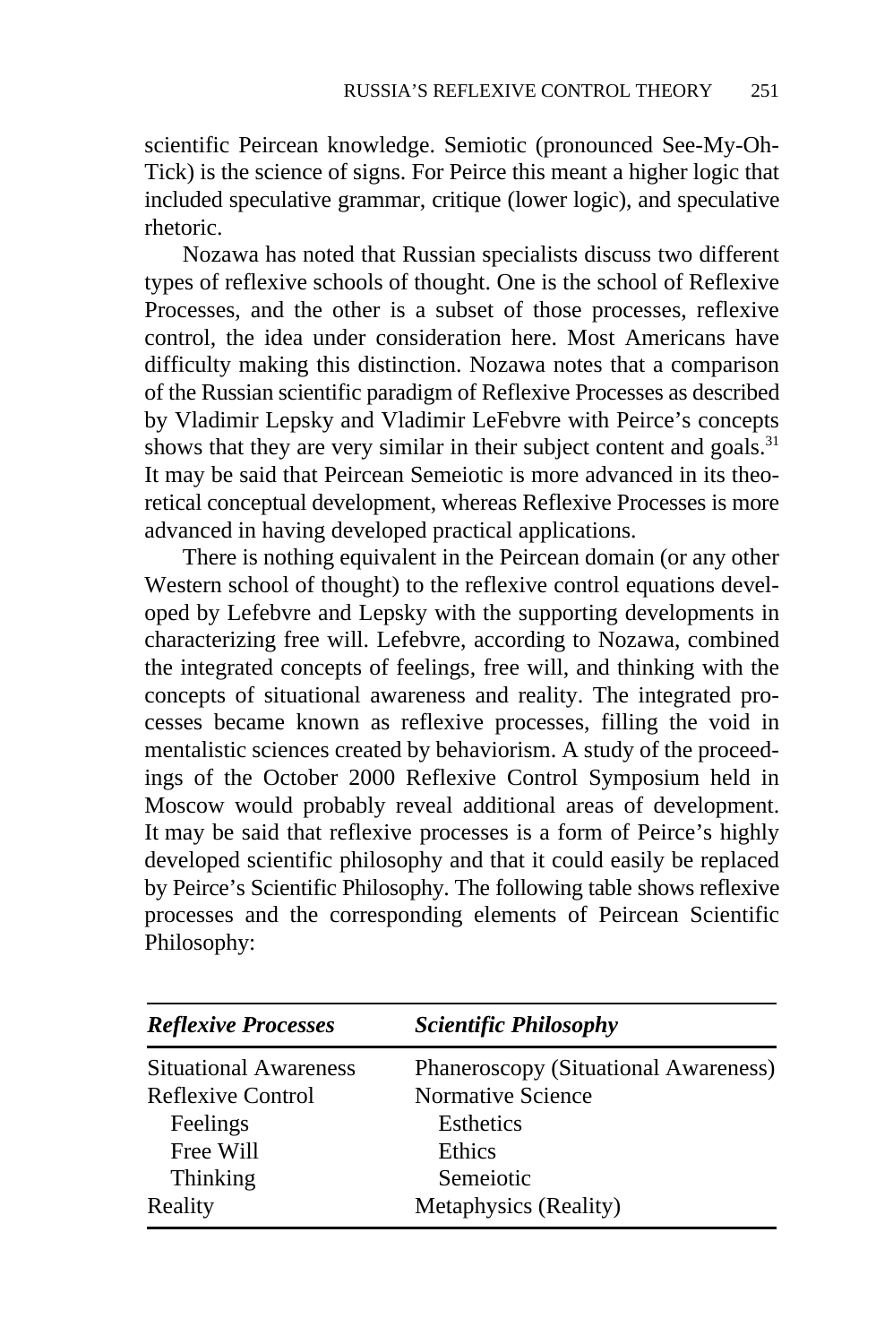scientific Peircean knowledge. Semiotic (pronounced See-My-Oh-Tick) is the science of signs. For Peirce this meant a higher logic that included speculative grammar, critique (lower logic), and speculative rhetoric.

Nozawa has noted that Russian specialists discuss two different types of reflexive schools of thought. One is the school of Reflexive Processes, and the other is a subset of those processes, reflexive control, the idea under consideration here. Most Americans have difficulty making this distinction. Nozawa notes that a comparison of the Russian scientific paradigm of Reflexive Processes as described by Vladimir Lepsky and Vladimir LeFebvre with Peirce's concepts shows that they are very similar in their subject content and goals.[31] It may be said that Peircean Semeiotic is more advanced in its theoretical conceptual development, whereas Reflexive Processes is more advanced in having developed practical applications.

There is nothing equivalent in the Peircean domain (or any other Western school of thought) to the reflexive control equations developed by Lefebvre and Lepsky with the supporting developments in characterizing free will. Lefebvre, according to Nozawa, combined the integrated concepts of feelings, free will, and thinking with the concepts of situational awareness and reality. The integrated processes became known as reflexive processes, filling the void in mentalistic sciences created by behaviorism. A study of the proceedings of the October 2000 Reflexive Control Symposium held in Moscow would probably reveal additional areas of development. It may be said that reflexive processes is a form of Peirce's highly developed scientific philosophy and that it could easily be replaced by Peirce's Scientific Philosophy. The following table shows reflexive processes and the corresponding elements of Peircean Scientific Philosophy:

| *Reflexive Processes* | *Scientific Philosophy* |
|---|---|
| Situational Awareness | Phaneroscopy (Situational Awareness) |
| Reflexive Control | Normative Science |
| Feelings | Esthetics |
| Free Will | Ethics |
| Thinking | Semeiotic |
| Reality | Metaphysics (Reality) |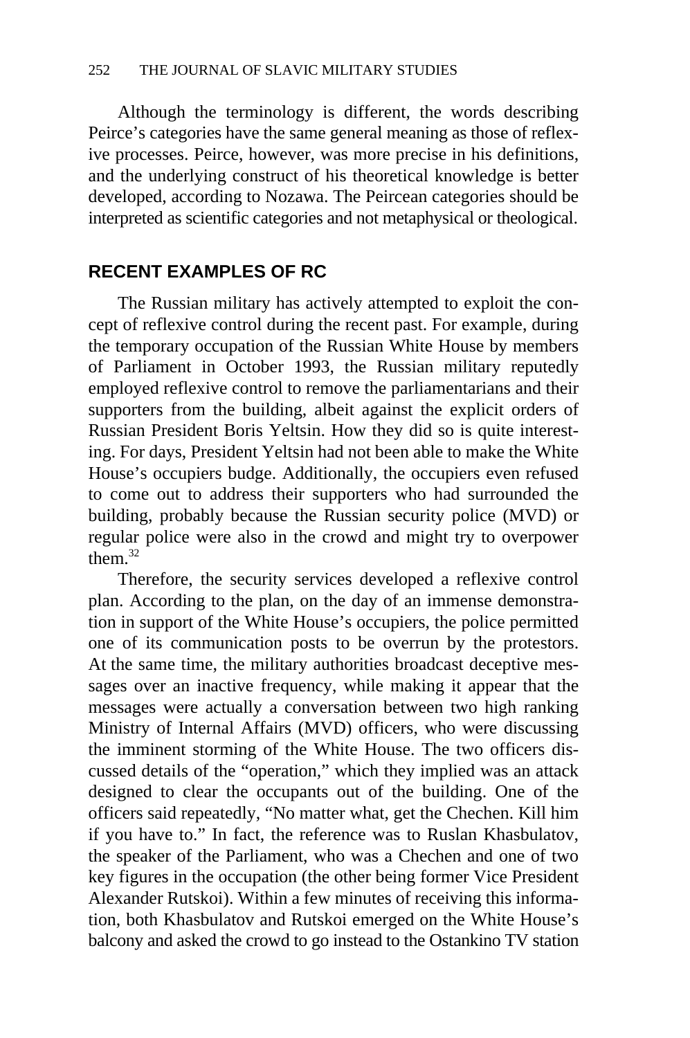Although the terminology is different, the words describing Peirce's categories have the same general meaning as those of reflexive processes. Peirce, however, was more precise in his definitions, and the underlying construct of his theoretical knowledge is better developed, according to Nozawa. The Peircean categories should be interpreted as scientific categories and not metaphysical or theological.

## RECENT EXAMPLES OF RC

The Russian military has actively attempted to exploit the concept of reflexive control during the recent past. For example, during the temporary occupation of the Russian White House by members of Parliament in October 1993, the Russian military reputedly employed reflexive control to remove the parliamentarians and their supporters from the building, albeit against the explicit orders of Russian President Boris Yeltsin. How they did so is quite interesting. For days, President Yeltsin had not been able to make the White House's occupiers budge. Additionally, the occupiers even refused to come out to address their supporters who had surrounded the building, probably because the Russian security police (MVD) or regular police were also in the crowd and might try to overpower them.[32]

Therefore, the security services developed a reflexive control plan. According to the plan, on the day of an immense demonstration in support of the White House's occupiers, the police permitted one of its communication posts to be overrun by the protestors. At the same time, the military authorities broadcast deceptive messages over an inactive frequency, while making it appear that the messages were actually a conversation between two high ranking Ministry of Internal Affairs (MVD) officers, who were discussing the imminent storming of the White House. The two officers discussed details of the "operation," which they implied was an attack designed to clear the occupants out of the building. One of the officers said repeatedly, "No matter what, get the Chechen. Kill him if you have to." In fact, the reference was to Ruslan Khasbulatov, the speaker of the Parliament, who was a Chechen and one of two key figures in the occupation (the other being former Vice President Alexander Rutskoi). Within a few minutes of receiving this information, both Khasbulatov and Rutskoi emerged on the White House's balcony and asked the crowd to go instead to the Ostankino TV station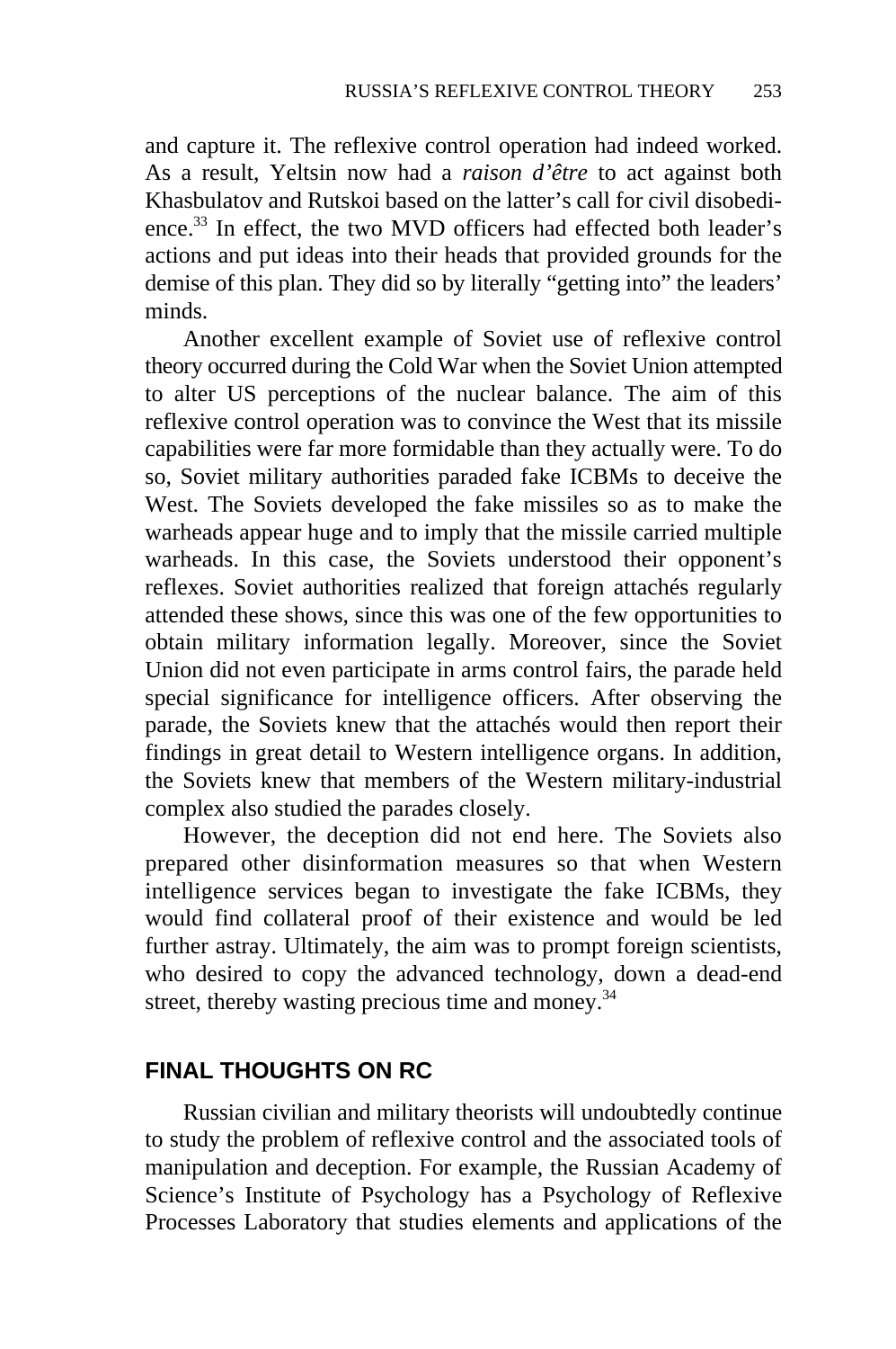and capture it. The reflexive control operation had indeed worked. As a result, Yeltsin now had a *raison d'être* to act against both Khasbulatov and Rutskoi based on the latter's call for civil disobedience.[33] In effect, the two MVD officers had effected both leader's actions and put ideas into their heads that provided grounds for the demise of this plan. They did so by literally "getting into" the leaders' minds.

Another excellent example of Soviet use of reflexive control theory occurred during the Cold War when the Soviet Union attempted to alter US perceptions of the nuclear balance. The aim of this reflexive control operation was to convince the West that its missile capabilities were far more formidable than they actually were. To do so, Soviet military authorities paraded fake ICBMs to deceive the West. The Soviets developed the fake missiles so as to make the warheads appear huge and to imply that the missile carried multiple warheads. In this case, the Soviets understood their opponent's reflexes. Soviet authorities realized that foreign attachés regularly attended these shows, since this was one of the few opportunities to obtain military information legally. Moreover, since the Soviet Union did not even participate in arms control fairs, the parade held special significance for intelligence officers. After observing the parade, the Soviets knew that the attachés would then report their findings in great detail to Western intelligence organs. In addition, the Soviets knew that members of the Western military-industrial complex also studied the parades closely.

However, the deception did not end here. The Soviets also prepared other disinformation measures so that when Western intelligence services began to investigate the fake ICBMs, they would find collateral proof of their existence and would be led further astray. Ultimately, the aim was to prompt foreign scientists, who desired to copy the advanced technology, down a dead-end street, thereby wasting precious time and money.[34]

## FINAL THOUGHTS ON RC

Russian civilian and military theorists will undoubtedly continue to study the problem of reflexive control and the associated tools of manipulation and deception. For example, the Russian Academy of Science's Institute of Psychology has a Psychology of Reflexive Processes Laboratory that studies elements and applications of the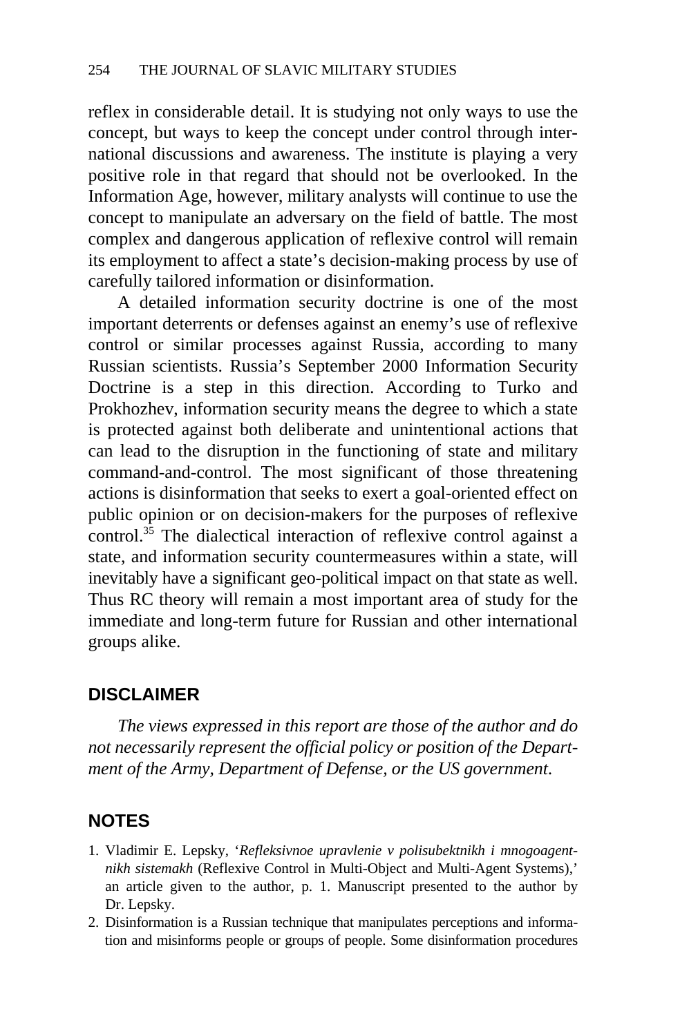reflex in considerable detail. It is studying not only ways to use the concept, but ways to keep the concept under control through international discussions and awareness. The institute is playing a very positive role in that regard that should not be overlooked. In the Information Age, however, military analysts will continue to use the concept to manipulate an adversary on the field of battle. The most complex and dangerous application of reflexive control will remain its employment to affect a state's decision-making process by use of carefully tailored information or disinformation.

A detailed information security doctrine is one of the most important deterrents or defenses against an enemy's use of reflexive control or similar processes against Russia, according to many Russian scientists. Russia's September 2000 Information Security Doctrine is a step in this direction. According to Turko and Prokhozhev, information security means the degree to which a state is protected against both deliberate and unintentional actions that can lead to the disruption in the functioning of state and military command-and-control. The most significant of those threatening actions is disinformation that seeks to exert a goal-oriented effect on public opinion or on decision-makers for the purposes of reflexive control.[35] The dialectical interaction of reflexive control against a state, and information security countermeasures within a state, will inevitably have a significant geo-political impact on that state as well. Thus RC theory will remain a most important area of study for the immediate and long-term future for Russian and other international groups alike.

## DISCLAIMER

*The views expressed in this report are those of the author and do not necessarily represent the official policy or position of the Department of the Army, Department of Defense, or the US government.*

## NOTES

1. Vladimir E. Lepsky, '*Refleksivnoe upravlenie v polisubektnikh i mnogoagentnikh sistemakh* (Reflexive Control in Multi-Object and Multi-Agent Systems),' an article given to the author, p. 1. Manuscript presented to the author by Dr. Lepsky.
2. Disinformation is a Russian technique that manipulates perceptions and information and misinforms people or groups of people. Some disinformation procedures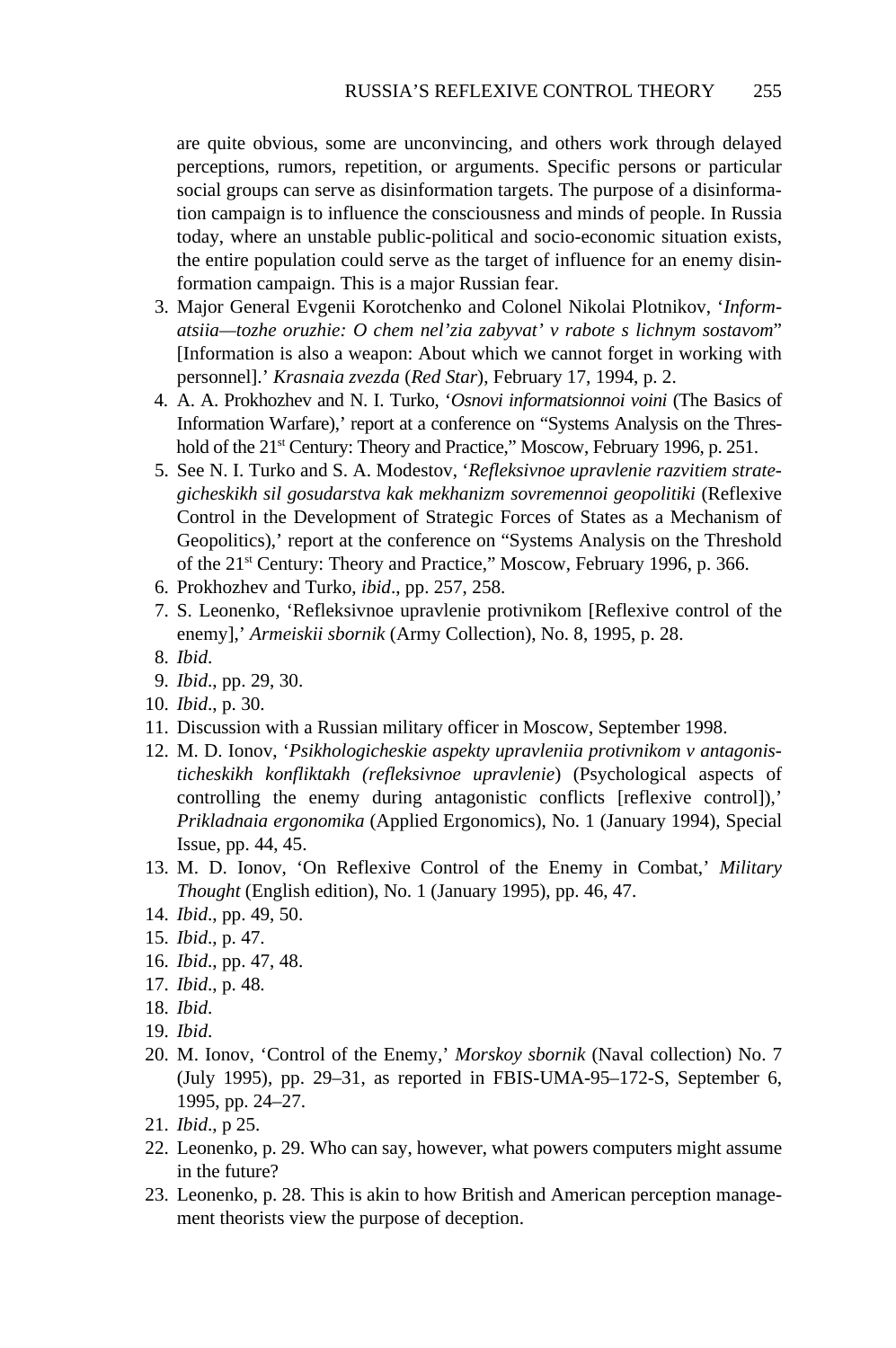are quite obvious, some are unconvincing, and others work through delayed perceptions, rumors, repetition, or arguments. Specific persons or particular social groups can serve as disinformation targets. The purpose of a disinformation campaign is to influence the consciousness and minds of people. In Russia today, where an unstable public-political and socio-economic situation exists, the entire population could serve as the target of influence for an enemy disinformation campaign. This is a major Russian fear.

3. Major General Evgenii Korotchenko and Colonel Nikolai Plotnikov, '*Informatsiia—tozhe oruzhie: O chem nel'zia zabyvat' v rabote s lichnym sostavom*" [Information is also a weapon: About which we cannot forget in working with personnel].' *Krasnaia zvezda* (*Red Star*), February 17, 1994, p. 2.
4. A. A. Prokhozhev and N. I. Turko, '*Osnovi informatsionnoi voini* (The Basics of Information Warfare),' report at a conference on "Systems Analysis on the Threshold of the 21st Century: Theory and Practice," Moscow, February 1996, p. 251.
5. See N. I. Turko and S. A. Modestov, '*Refleksivnoe upravlenie razvitiem strategicheskikh sil gosudarstva kak mekhanizm sovremennoi geopolitiki* (Reflexive Control in the Development of Strategic Forces of States as a Mechanism of Geopolitics),' report at the conference on "Systems Analysis on the Threshold of the 21st Century: Theory and Practice," Moscow, February 1996, p. 366.
6. Prokhozhev and Turko, *ibid*., pp. 257, 258.
7. S. Leonenko, 'Refleksivnoe upravlenie protivnikom [Reflexive control of the enemy],' *Armeiskii sbornik* (Army Collection), No. 8, 1995, p. 28.
8. *Ibid*.
9. *Ibid*., pp. 29, 30.
10. *Ibid*., p. 30.
11. Discussion with a Russian military officer in Moscow, September 1998.
12. M. D. Ionov, '*Psikhologicheskie aspekty upravleniia protivnikom v antagonisticheskikh konfliktakh (refleksivnoe upravlenie*) (Psychological aspects of controlling the enemy during antagonistic conflicts [reflexive control]),' *Prikladnaia ergonomika* (Applied Ergonomics), No. 1 (January 1994), Special Issue, pp. 44, 45.
13. M. D. Ionov, 'On Reflexive Control of the Enemy in Combat,' *Military Thought* (English edition), No. 1 (January 1995), pp. 46, 47.
14. *Ibid*., pp. 49, 50.
15. *Ibid*., p. 47.
16. *Ibid*., pp. 47, 48.
17. *Ibid*., p. 48.
18. *Ibid*.
19. *Ibid*.
20. M. Ionov, 'Control of the Enemy,' *Morskoy sbornik* (Naval collection) No. 7 (July 1995), pp. 29–31, as reported in FBIS-UMA-95–172-S, September 6, 1995, pp. 24–27.
21. *Ibid*., p 25.
22. Leonenko, p. 29. Who can say, however, what powers computers might assume in the future?
23. Leonenko, p. 28. This is akin to how British and American perception management theorists view the purpose of deception.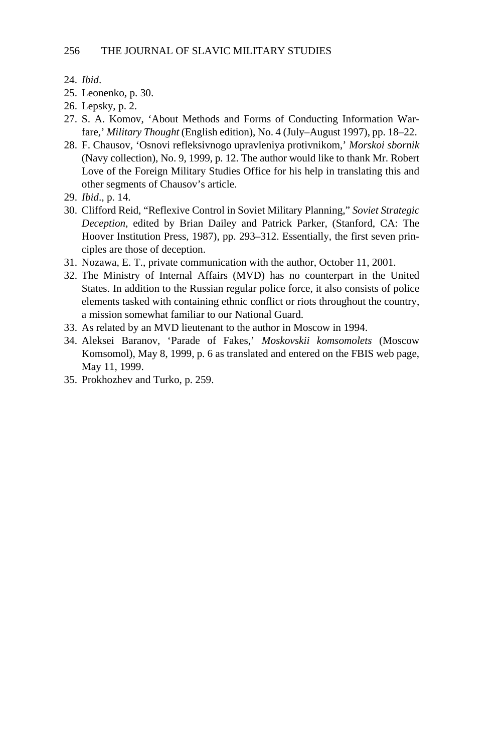24. *Ibid*.
25. Leonenko, p. 30.
26. Lepsky, p. 2.
27. S. A. Komov, 'About Methods and Forms of Conducting Information Warfare,' *Military Thought* (English edition), No. 4 (July–August 1997), pp. 18–22.
28. F. Chausov, 'Osnovi refleksivnogo upravleniya protivnikom,' *Morskoi sbornik* (Navy collection), No. 9, 1999, p. 12. The author would like to thank Mr. Robert Love of the Foreign Military Studies Office for his help in translating this and other segments of Chausov's article.
29. *Ibid*., p. 14.
30. Clifford Reid, "Reflexive Control in Soviet Military Planning," *Soviet Strategic Deception*, edited by Brian Dailey and Patrick Parker, (Stanford, CA: The Hoover Institution Press, 1987), pp. 293–312. Essentially, the first seven principles are those of deception.
31. Nozawa, E. T., private communication with the author, October 11, 2001.
32. The Ministry of Internal Affairs (MVD) has no counterpart in the United States. In addition to the Russian regular police force, it also consists of police elements tasked with containing ethnic conflict or riots throughout the country, a mission somewhat familiar to our National Guard.
33. As related by an MVD lieutenant to the author in Moscow in 1994.
34. Aleksei Baranov, 'Parade of Fakes,' *Moskovskii komsomolets* (Moscow Komsomol), May 8, 1999, p. 6 as translated and entered on the FBIS web page, May 11, 1999.
35. Prokhozhev and Turko, p. 259.